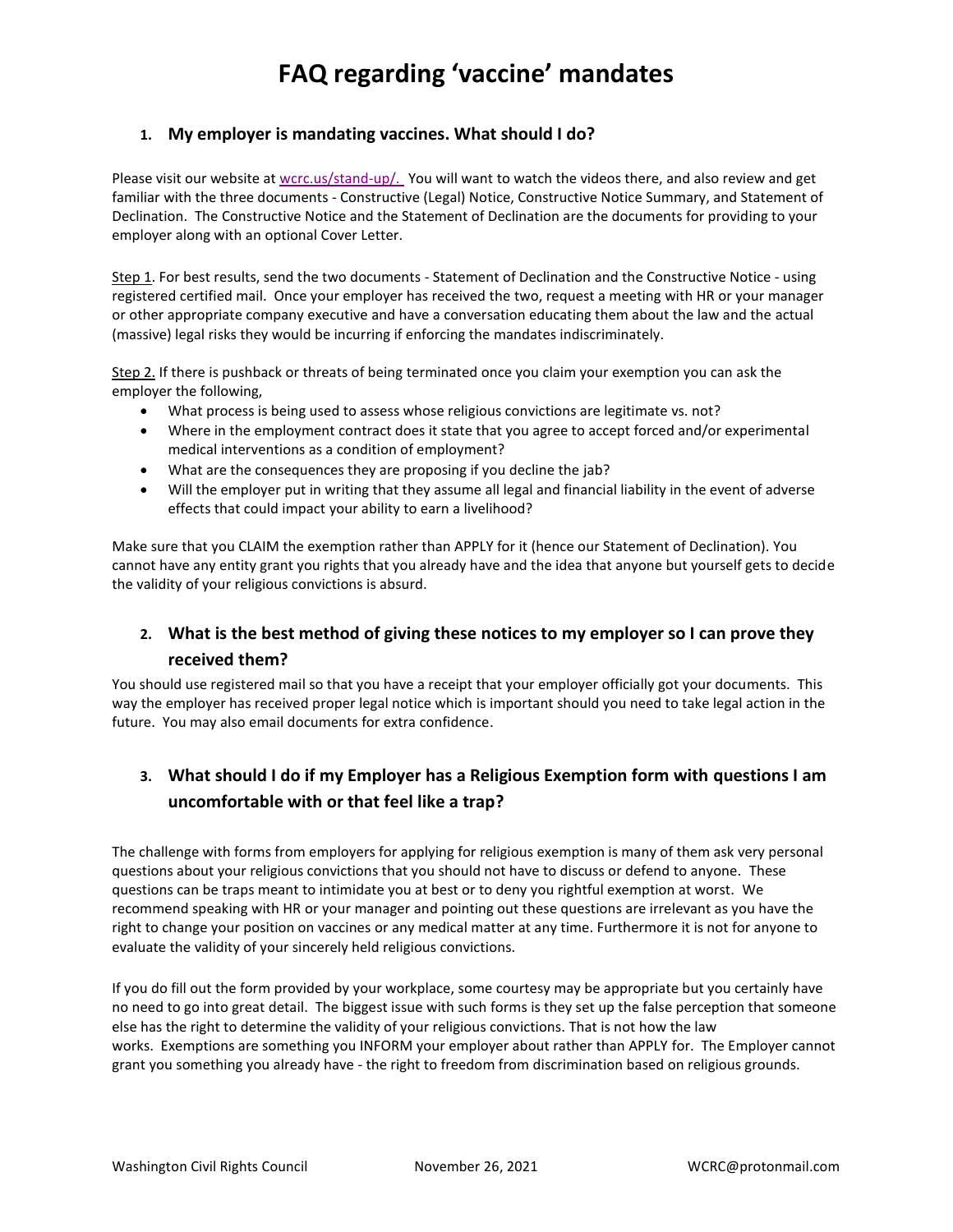# FAQ regarding 'vaccine' mandates

## 1. My employer is mandating vaccines. What should I do?

Please visit our website at wcrc.us/stand-up/. You will want to watch the videos there, and also review and get familiar with the three documents - Constructive (Legal) Notice, Constructive Notice Summary, and Statement of Declination. The Constructive Notice and the Statement of Declination are the documents for providing to your employer along with an optional Cover Letter.

Step 1. For best results, send the two documents - Statement of Declination and the Constructive Notice - using registered certified mail. Once your employer has received the two, request a meeting with HR or your manager or other appropriate company executive and have a conversation educating them about the law and the actual (massive) legal risks they would be incurring if enforcing the mandates indiscriminately.

Step 2. If there is pushback or threats of being terminated once you claim your exemption you can ask the employer the following,

- What process is being used to assess whose religious convictions are legitimate vs. not?
- Where in the employment contract does it state that you agree to accept forced and/or experimental medical interventions as a condition of employment?
- What are the consequences they are proposing if you decline the jab?
- Will the employer put in writing that they assume all legal and financial liability in the event of adverse effects that could impact your ability to earn a livelihood?

Make sure that you CLAIM the exemption rather than APPLY for it (hence our Statement of Declination). You cannot have any entity grant you rights that you already have and the idea that anyone but yourself gets to decide the validity of your religious convictions is absurd.

## 2. What is the best method of giving these notices to my employer so I can prove they received them?

You should use registered mail so that you have a receipt that your employer officially got your documents. This way the employer has received proper legal notice which is important should you need to take legal action in the future. You may also email documents for extra confidence.

## 3. What should I do if my Employer has a Religious Exemption form with questions I am uncomfortable with or that feel like a trap?

The challenge with forms from employers for applying for religious exemption is many of them ask very personal questions about your religious convictions that you should not have to discuss or defend to anyone. These questions can be traps meant to intimidate you at best or to deny you rightful exemption at worst. We recommend speaking with HR or your manager and pointing out these questions are irrelevant as you have the right to change your position on vaccines or any medical matter at any time. Furthermore it is not for anyone to evaluate the validity of your sincerely held religious convictions.

If you do fill out the form provided by your workplace, some courtesy may be appropriate but you certainly have no need to go into great detail. The biggest issue with such forms is they set up the false perception that someone else has the right to determine the validity of your religious convictions. That is not how the law works. Exemptions are something you INFORM your employer about rather than APPLY for. The Employer cannot grant you something you already have - the right to freedom from discrimination based on religious grounds.

Washington Civil Rights Council November 26, 2021 WCRC@protonmail.com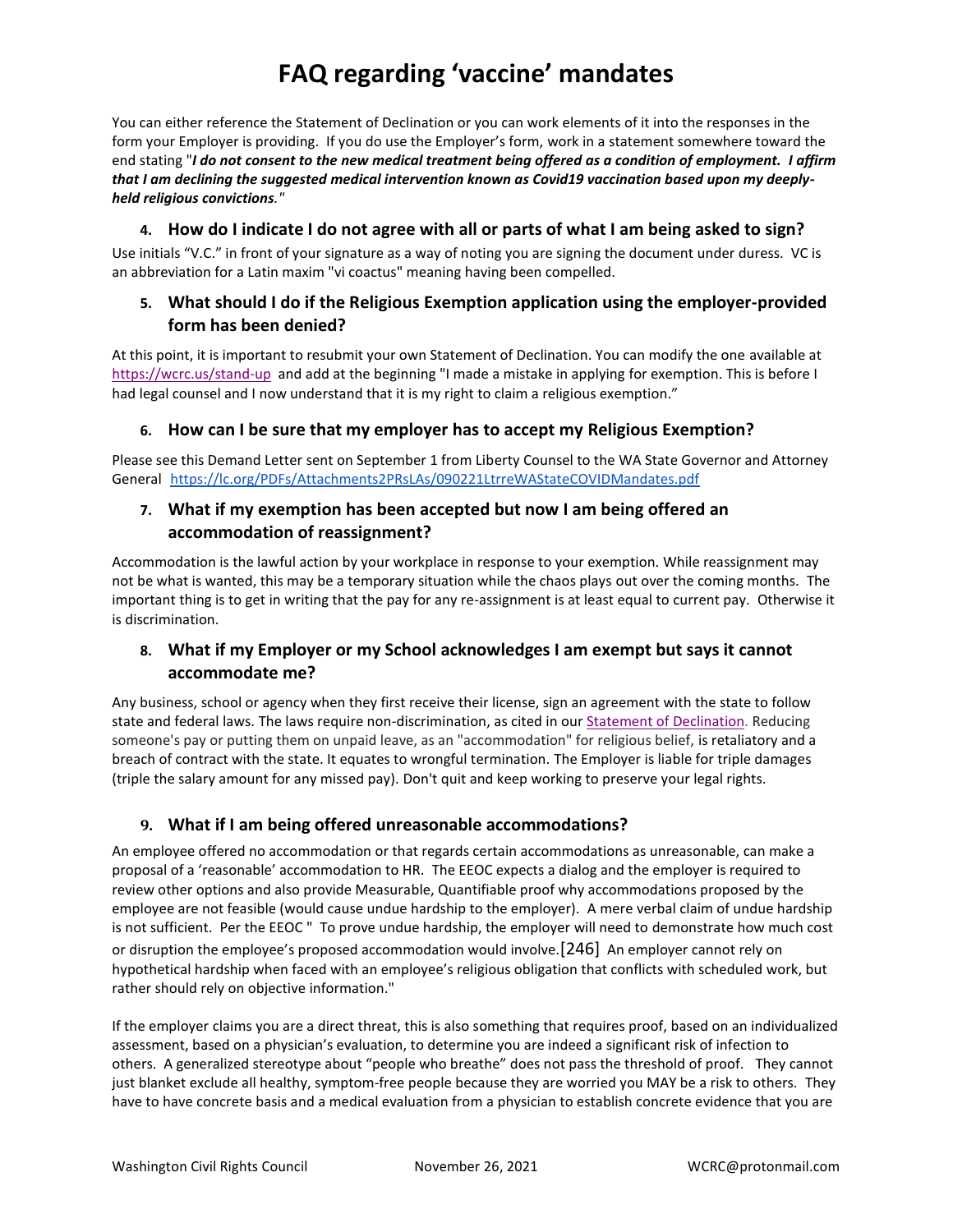# FAQ regarding 'vaccine' mandates

You can either reference the Statement of Declination or you can work elements of it into the responses in the form your Employer is providing. If you do use the Employer's form, work in a statement somewhere toward the end stating "***I do not consent to the new medical treatment being offered as a condition of employment. I affirm that I am declining the suggested medical intervention known as Covid19 vaccination based upon my deeply-held religious convictions.***"

### 4. How do I indicate I do not agree with all or parts of what I am being asked to sign?

Use initials "V.C." in front of your signature as a way of noting you are signing the document under duress. VC is an abbreviation for a Latin maxim "vi coactus" meaning having been compelled.

### 5. What should I do if the Religious Exemption application using the employer-provided form has been denied?

At this point, it is important to resubmit your own Statement of Declination. You can modify the one available at https://wcrc.us/stand-up and add at the beginning "I made a mistake in applying for exemption. This is before I had legal counsel and I now understand that it is my right to claim a religious exemption."

### 6. How can I be sure that my employer has to accept my Religious Exemption?

Please see this Demand Letter sent on September 1 from Liberty Counsel to the WA State Governor and Attorney General https://lc.org/PDFs/Attachments2PRsLAs/090221LtrreWAStateCOVIDMandates.pdf

### 7. What if my exemption has been accepted but now I am being offered an accommodation of reassignment?

Accommodation is the lawful action by your workplace in response to your exemption. While reassignment may not be what is wanted, this may be a temporary situation while the chaos plays out over the coming months. The important thing is to get in writing that the pay for any re-assignment is at least equal to current pay. Otherwise it is discrimination.

### 8. What if my Employer or my School acknowledges I am exempt but says it cannot accommodate me?

Any business, school or agency when they first receive their license, sign an agreement with the state to follow state and federal laws. The laws require non-discrimination, as cited in our Statement of Declination. Reducing someone's pay or putting them on unpaid leave, as an "accommodation" for religious belief, is retaliatory and a breach of contract with the state. It equates to wrongful termination. The Employer is liable for triple damages (triple the salary amount for any missed pay). Don't quit and keep working to preserve your legal rights.

### 9. What if I am being offered unreasonable accommodations?

An employee offered no accommodation or that regards certain accommodations as unreasonable, can make a proposal of a 'reasonable' accommodation to HR. The EEOC expects a dialog and the employer is required to review other options and also provide Measurable, Quantifiable proof why accommodations proposed by the employee are not feasible (would cause undue hardship to the employer). A mere verbal claim of undue hardship is not sufficient. Per the EEOC " To prove undue hardship, the employer will need to demonstrate how much cost or disruption the employee's proposed accommodation would involve.[246] An employer cannot rely on hypothetical hardship when faced with an employee's religious obligation that conflicts with scheduled work, but rather should rely on objective information."

If the employer claims you are a direct threat, this is also something that requires proof, based on an individualized assessment, based on a physician's evaluation, to determine you are indeed a significant risk of infection to others. A generalized stereotype about "people who breathe" does not pass the threshold of proof. They cannot just blanket exclude all healthy, symptom-free people because they are worried you MAY be a risk to others. They have to have concrete basis and a medical evaluation from a physician to establish concrete evidence that you are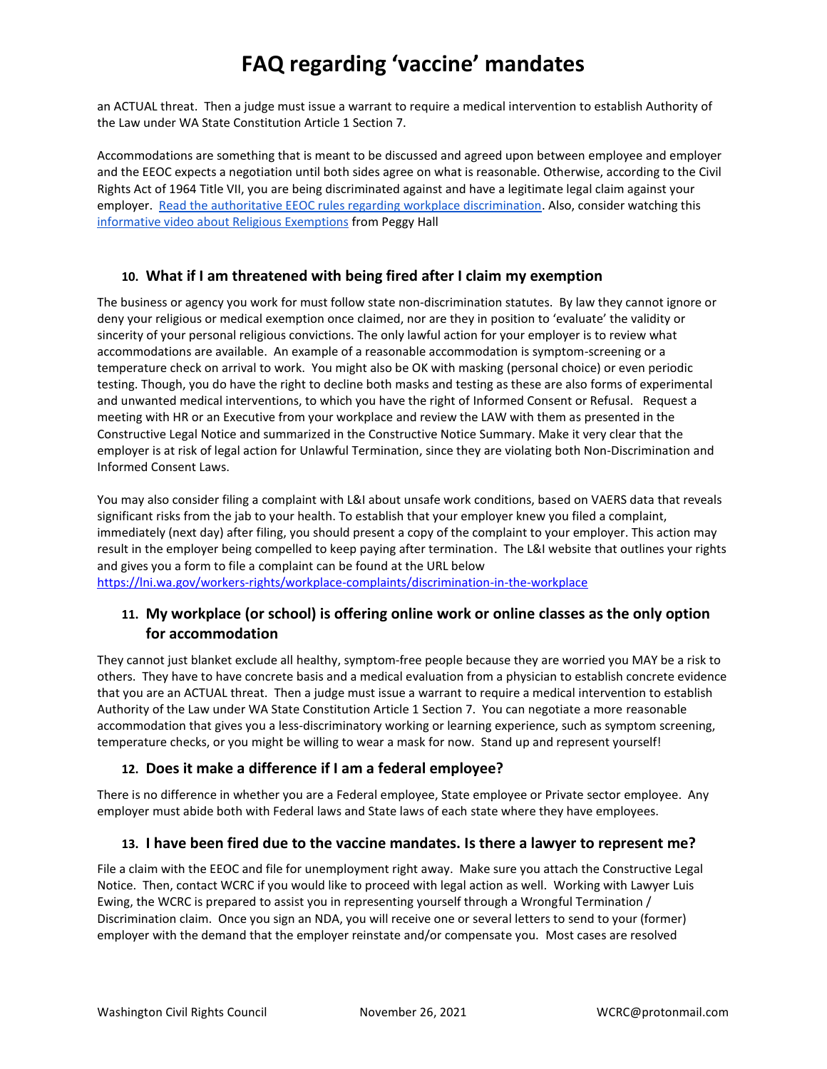an ACTUAL threat. Then a judge must issue a warrant to require a medical intervention to establish Authority of the Law under WA State Constitution Article 1 Section 7.

Accommodations are something that is meant to be discussed and agreed upon between employee and employer and the EEOC expects a negotiation until both sides agree on what is reasonable. Otherwise, according to the Civil Rights Act of 1964 Title VII, you are being discriminated against and have a legitimate legal claim against your employer. Read the authoritative EEOC rules regarding workplace discrimination. Also, consider watching this informative video about Religious Exemptions from Peggy Hall

### 10. What if I am threatened with being fired after I claim my exemption

The business or agency you work for must follow state non-discrimination statutes. By law they cannot ignore or deny your religious or medical exemption once claimed, nor are they in position to 'evaluate' the validity or sincerity of your personal religious convictions. The only lawful action for your employer is to review what accommodations are available. An example of a reasonable accommodation is symptom-screening or a temperature check on arrival to work. You might also be OK with masking (personal choice) or even periodic testing. Though, you do have the right to decline both masks and testing as these are also forms of experimental and unwanted medical interventions, to which you have the right of Informed Consent or Refusal. Request a meeting with HR or an Executive from your workplace and review the LAW with them as presented in the Constructive Legal Notice and summarized in the Constructive Notice Summary. Make it very clear that the employer is at risk of legal action for Unlawful Termination, since they are violating both Non-Discrimination and Informed Consent Laws.

You may also consider filing a complaint with L&I about unsafe work conditions, based on VAERS data that reveals significant risks from the jab to your health. To establish that your employer knew you filed a complaint, immediately (next day) after filing, you should present a copy of the complaint to your employer. This action may result in the employer being compelled to keep paying after termination. The L&I website that outlines your rights and gives you a form to file a complaint can be found at the URL below
https://lni.wa.gov/workers-rights/workplace-complaints/discrimination-in-the-workplace

### 11. My workplace (or school) is offering online work or online classes as the only option for accommodation

They cannot just blanket exclude all healthy, symptom-free people because they are worried you MAY be a risk to others. They have to have concrete basis and a medical evaluation from a physician to establish concrete evidence that you are an ACTUAL threat. Then a judge must issue a warrant to require a medical intervention to establish Authority of the Law under WA State Constitution Article 1 Section 7. You can negotiate a more reasonable accommodation that gives you a less-discriminatory working or learning experience, such as symptom screening, temperature checks, or you might be willing to wear a mask for now. Stand up and represent yourself!

### 12. Does it make a difference if I am a federal employee?

There is no difference in whether you are a Federal employee, State employee or Private sector employee. Any employer must abide both with Federal laws and State laws of each state where they have employees.

### 13. I have been fired due to the vaccine mandates. Is there a lawyer to represent me?

File a claim with the EEOC and file for unemployment right away. Make sure you attach the Constructive Legal Notice. Then, contact WCRC if you would like to proceed with legal action as well. Working with Lawyer Luis Ewing, the WCRC is prepared to assist you in representing yourself through a Wrongful Termination / Discrimination claim. Once you sign an NDA, you will receive one or several letters to send to your (former) employer with the demand that the employer reinstate and/or compensate you. Most cases are resolved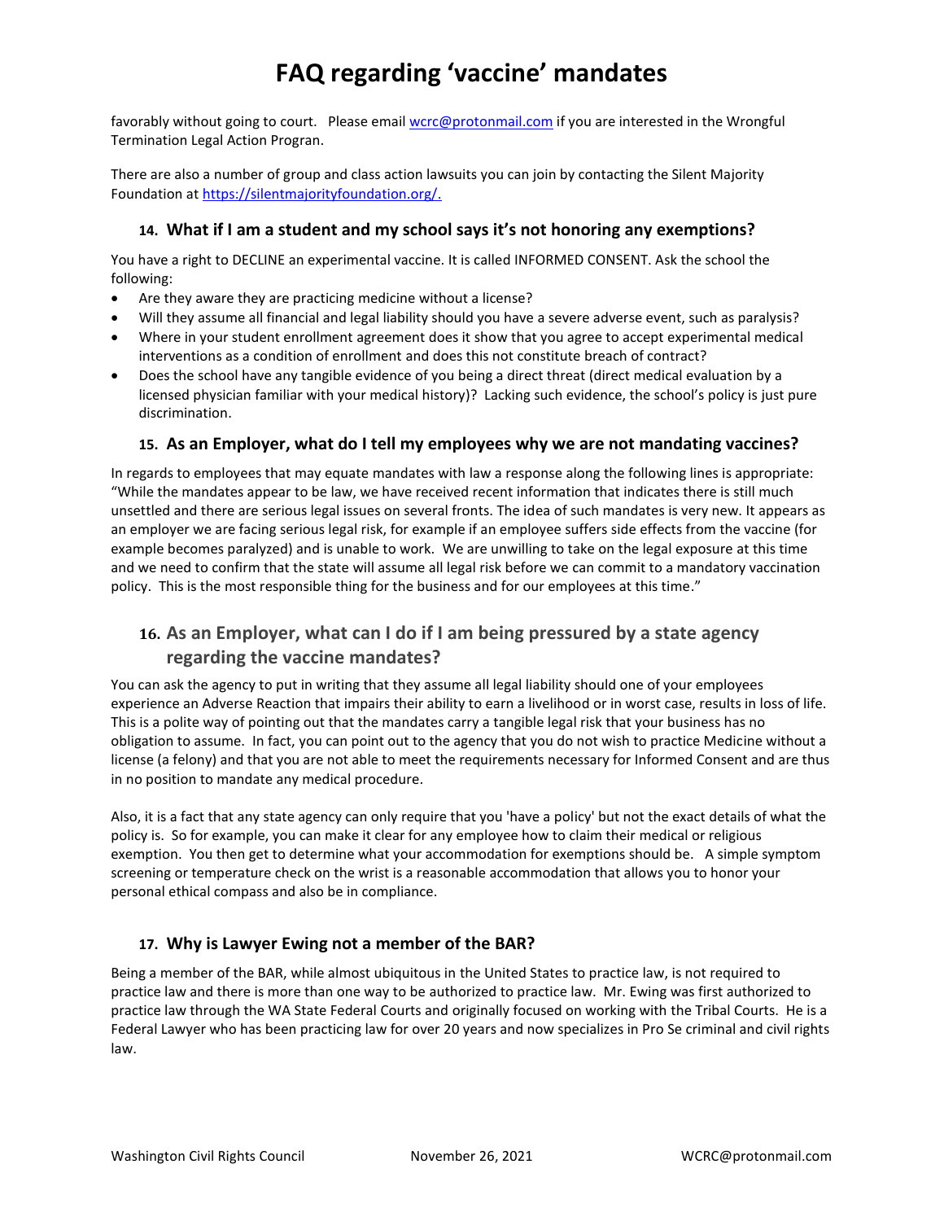favorably without going to court. Please email wcrc@protonmail.com if you are interested in the Wrongful Termination Legal Action Progran.

There are also a number of group and class action lawsuits you can join by contacting the Silent Majority Foundation at https://silentmajorityfoundation.org/.

### 14. What if I am a student and my school says it's not honoring any exemptions?

You have a right to DECLINE an experimental vaccine. It is called INFORMED CONSENT. Ask the school the following:

- Are they aware they are practicing medicine without a license?
- Will they assume all financial and legal liability should you have a severe adverse event, such as paralysis?
- Where in your student enrollment agreement does it show that you agree to accept experimental medical interventions as a condition of enrollment and does this not constitute breach of contract?
- Does the school have any tangible evidence of you being a direct threat (direct medical evaluation by a licensed physician familiar with your medical history)? Lacking such evidence, the school's policy is just pure discrimination.

### 15. As an Employer, what do I tell my employees why we are not mandating vaccines?

In regards to employees that may equate mandates with law a response along the following lines is appropriate: "While the mandates appear to be law, we have received recent information that indicates there is still much unsettled and there are serious legal issues on several fronts. The idea of such mandates is very new. It appears as an employer we are facing serious legal risk, for example if an employee suffers side effects from the vaccine (for example becomes paralyzed) and is unable to work. We are unwilling to take on the legal exposure at this time and we need to confirm that the state will assume all legal risk before we can commit to a mandatory vaccination policy. This is the most responsible thing for the business and for our employees at this time."

### 16. As an Employer, what can I do if I am being pressured by a state agency regarding the vaccine mandates?

You can ask the agency to put in writing that they assume all legal liability should one of your employees experience an Adverse Reaction that impairs their ability to earn a livelihood or in worst case, results in loss of life. This is a polite way of pointing out that the mandates carry a tangible legal risk that your business has no obligation to assume. In fact, you can point out to the agency that you do not wish to practice Medicine without a license (a felony) and that you are not able to meet the requirements necessary for Informed Consent and are thus in no position to mandate any medical procedure.

Also, it is a fact that any state agency can only require that you 'have a policy' but not the exact details of what the policy is. So for example, you can make it clear for any employee how to claim their medical or religious exemption. You then get to determine what your accommodation for exemptions should be. A simple symptom screening or temperature check on the wrist is a reasonable accommodation that allows you to honor your personal ethical compass and also be in compliance.

### 17. Why is Lawyer Ewing not a member of the BAR?

Being a member of the BAR, while almost ubiquitous in the United States to practice law, is not required to practice law and there is more than one way to be authorized to practice law. Mr. Ewing was first authorized to practice law through the WA State Federal Courts and originally focused on working with the Tribal Courts. He is a Federal Lawyer who has been practicing law for over 20 years and now specializes in Pro Se criminal and civil rights law.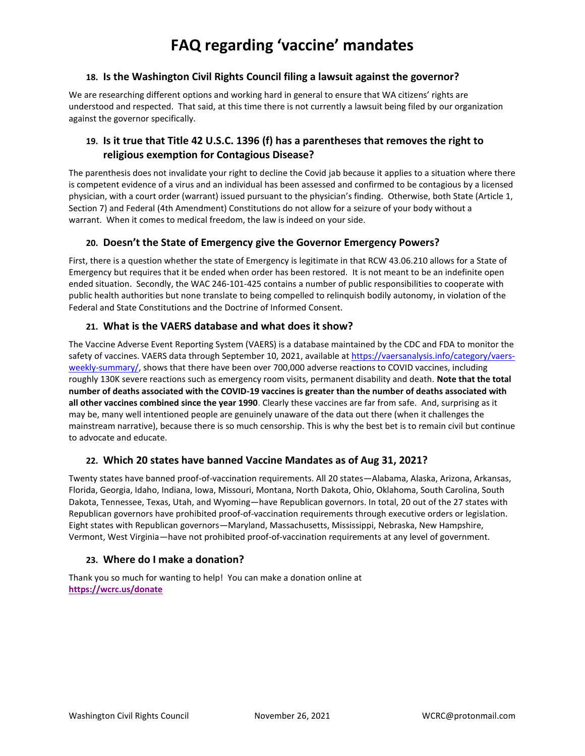# FAQ regarding 'vaccine' mandates

### 18. Is the Washington Civil Rights Council filing a lawsuit against the governor?

We are researching different options and working hard in general to ensure that WA citizens' rights are understood and respected. That said, at this time there is not currently a lawsuit being filed by our organization against the governor specifically.

### 19. Is it true that Title 42 U.S.C. 1396 (f) has a parentheses that removes the right to religious exemption for Contagious Disease?

The parenthesis does not invalidate your right to decline the Covid jab because it applies to a situation where there is competent evidence of a virus and an individual has been assessed and confirmed to be contagious by a licensed physician, with a court order (warrant) issued pursuant to the physician's finding. Otherwise, both State (Article 1, Section 7) and Federal (4th Amendment) Constitutions do not allow for a seizure of your body without a warrant. When it comes to medical freedom, the law is indeed on your side.

### 20. Doesn't the State of Emergency give the Governor Emergency Powers?

First, there is a question whether the state of Emergency is legitimate in that RCW 43.06.210 allows for a State of Emergency but requires that it be ended when order has been restored. It is not meant to be an indefinite open ended situation. Secondly, the WAC 246-101-425 contains a number of public responsibilities to cooperate with public health authorities but none translate to being compelled to relinquish bodily autonomy, in violation of the Federal and State Constitutions and the Doctrine of Informed Consent.

### 21. What is the VAERS database and what does it show?

The Vaccine Adverse Event Reporting System (VAERS) is a database maintained by the CDC and FDA to monitor the safety of vaccines. VAERS data through September 10, 2021, available at https://vaersanalysis.info/category/vaers-weekly-summary/, shows that there have been over 700,000 adverse reactions to COVID vaccines, including roughly 130K severe reactions such as emergency room visits, permanent disability and death. **Note that the total number of deaths associated with the COVID-19 vaccines is greater than the number of deaths associated with all other vaccines combined since the year 1990**. Clearly these vaccines are far from safe. And, surprising as it may be, many well intentioned people are genuinely unaware of the data out there (when it challenges the mainstream narrative), because there is so much censorship. This is why the best bet is to remain civil but continue to advocate and educate.

### 22. Which 20 states have banned Vaccine Mandates as of Aug 31, 2021?

Twenty states have banned proof-of-vaccination requirements. All 20 states—Alabama, Alaska, Arizona, Arkansas, Florida, Georgia, Idaho, Indiana, Iowa, Missouri, Montana, North Dakota, Ohio, Oklahoma, South Carolina, South Dakota, Tennessee, Texas, Utah, and Wyoming—have Republican governors. In total, 20 out of the 27 states with Republican governors have prohibited proof-of-vaccination requirements through executive orders or legislation. Eight states with Republican governors—Maryland, Massachusetts, Mississippi, Nebraska, New Hampshire, Vermont, West Virginia—have not prohibited proof-of-vaccination requirements at any level of government.

### 23. Where do I make a donation?

Thank you so much for wanting to help! You can make a donation online at **https://wcrc.us/donate**